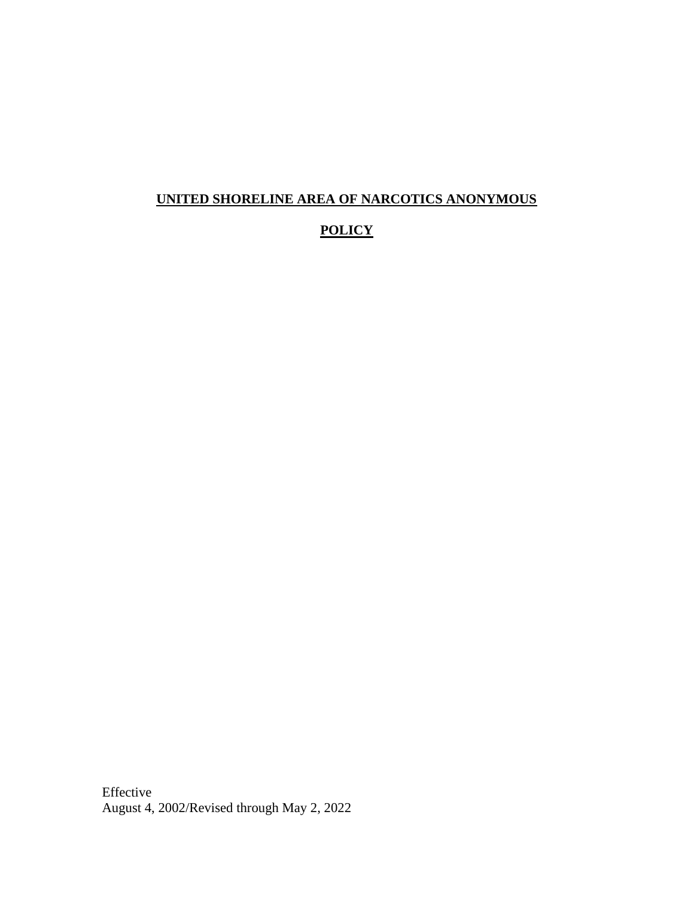# **UNITED SHORELINE AREA OF NARCOTICS ANONYMOUS**

# **POLICY**

Effective
August 4, 2002/Revised through May 2, 2022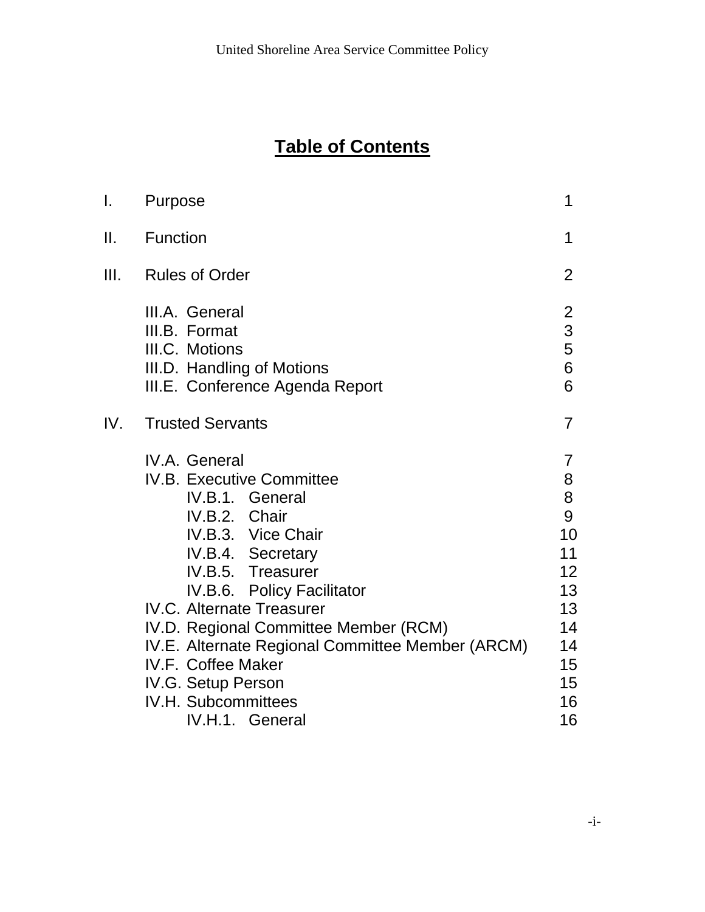# Table of Contents

| | | |
|---|---|---|
| I. | Purpose | 1 |
| II. | Function | 1 |
| III. | Rules of Order | 2 |
| | III.A. General | 2 |
| | III.B. Format | 3 |
| | III.C. Motions | 5 |
| | III.D. Handling of Motions | 6 |
| | III.E. Conference Agenda Report | 6 |
| IV. | Trusted Servants | 7 |
| | IV.A. General | 7 |
| | IV.B. Executive Committee | 8 |
| | IV.B.1. General | 8 |
| | IV.B.2. Chair | 9 |
| | IV.B.3. Vice Chair | 10 |
| | IV.B.4. Secretary | 11 |
| | IV.B.5. Treasurer | 12 |
| | IV.B.6. Policy Facilitator | 13 |
| | IV.C. Alternate Treasurer | 13 |
| | IV.D. Regional Committee Member (RCM) | 14 |
| | IV.E. Alternate Regional Committee Member (ARCM) | 14 |
| | IV.F. Coffee Maker | 15 |
| | IV.G. Setup Person | 15 |
| | IV.H. Subcommittees | 16 |
| | IV.H.1. General | 16 |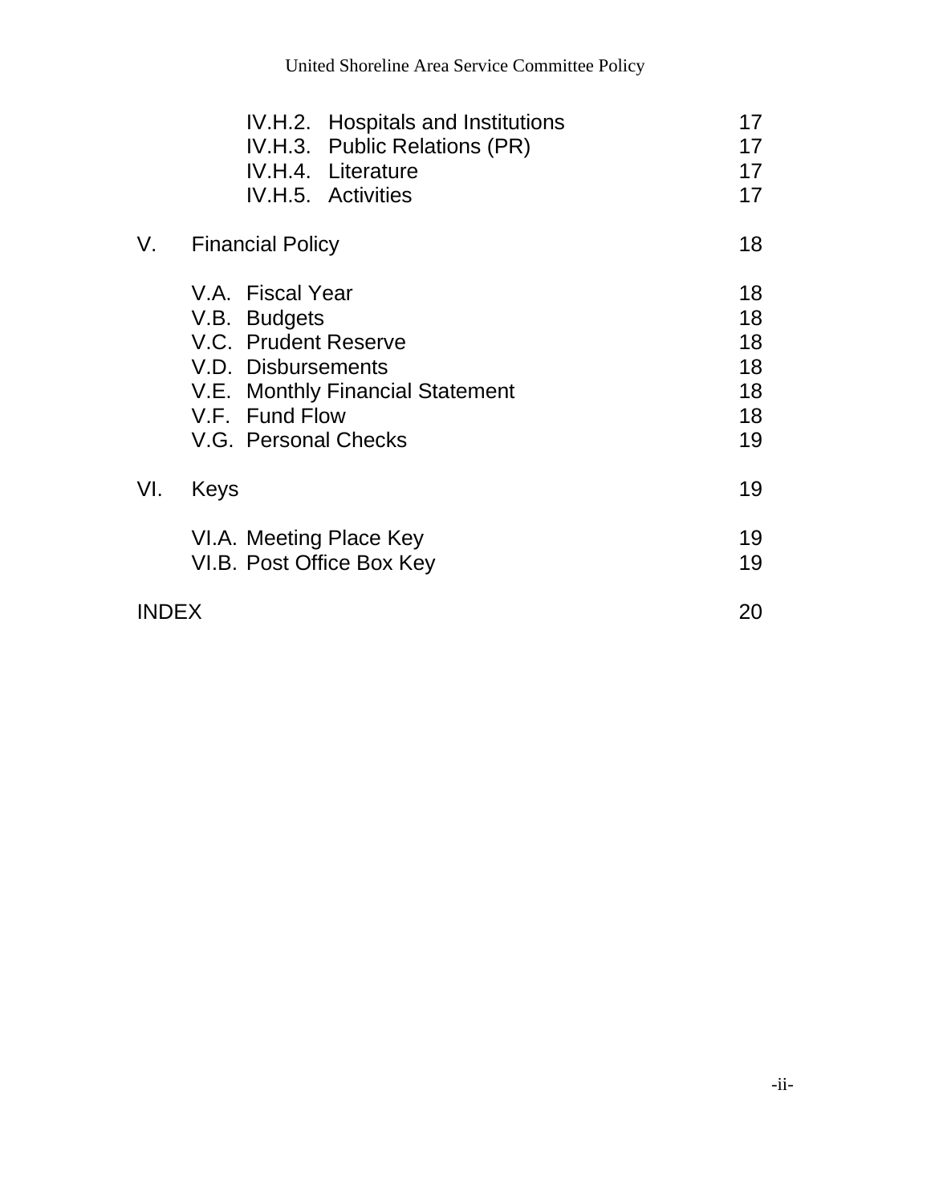| | | |
|---|---|---|
| | IV.H.2. Hospitals and Institutions | 17 |
| | IV.H.3. Public Relations (PR) | 17 |
| | IV.H.4. Literature | 17 |
| | IV.H.5. Activities | 17 |
| V. | Financial Policy | 18 |
| | V.A. Fiscal Year | 18 |
| | V.B. Budgets | 18 |
| | V.C. Prudent Reserve | 18 |
| | V.D. Disbursements | 18 |
| | V.E. Monthly Financial Statement | 18 |
| | V.F. Fund Flow | 18 |
| | V.G. Personal Checks | 19 |
| VI. | Keys | 19 |
| | VI.A. Meeting Place Key | 19 |
| | VI.B. Post Office Box Key | 19 |
| INDEX | | 20 |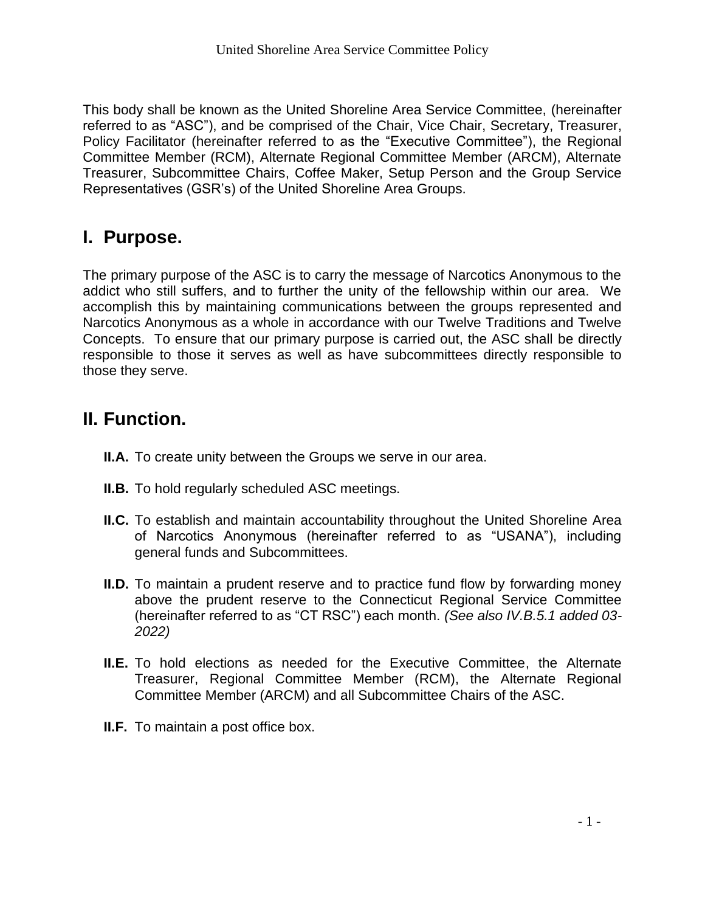This body shall be known as the United Shoreline Area Service Committee, (hereinafter referred to as “ASC”), and be comprised of the Chair, Vice Chair, Secretary, Treasurer, Policy Facilitator (hereinafter referred to as the “Executive Committee”), the Regional Committee Member (RCM), Alternate Regional Committee Member (ARCM), Alternate Treasurer, Subcommittee Chairs, Coffee Maker, Setup Person and the Group Service Representatives (GSR’s) of the United Shoreline Area Groups.

## I. Purpose.

The primary purpose of the ASC is to carry the message of Narcotics Anonymous to the addict who still suffers, and to further the unity of the fellowship within our area. We accomplish this by maintaining communications between the groups represented and Narcotics Anonymous as a whole in accordance with our Twelve Traditions and Twelve Concepts. To ensure that our primary purpose is carried out, the ASC shall be directly responsible to those it serves as well as have subcommittees directly responsible to those they serve.

## II. Function.

**II.A.** To create unity between the Groups we serve in our area.

**II.B.** To hold regularly scheduled ASC meetings.

**II.C.** To establish and maintain accountability throughout the United Shoreline Area of Narcotics Anonymous (hereinafter referred to as “USANA”), including general funds and Subcommittees.

**II.D.** To maintain a prudent reserve and to practice fund flow by forwarding money above the prudent reserve to the Connecticut Regional Service Committee (hereinafter referred to as “CT RSC”) each month. *(See also IV.B.5.1 added 03-2022)*

**II.E.** To hold elections as needed for the Executive Committee, the Alternate Treasurer, Regional Committee Member (RCM), the Alternate Regional Committee Member (ARCM) and all Subcommittee Chairs of the ASC.

**II.F.** To maintain a post office box.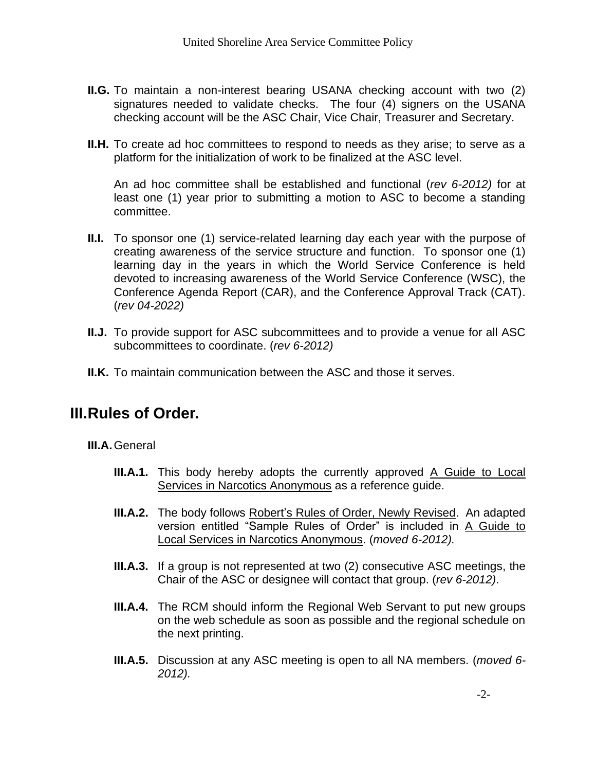**II.G.** To maintain a non-interest bearing USANA checking account with two (2) signatures needed to validate checks. The four (4) signers on the USANA checking account will be the ASC Chair, Vice Chair, Treasurer and Secretary.

**II.H.** To create ad hoc committees to respond to needs as they arise; to serve as a platform for the initialization of work to be finalized at the ASC level.

An ad hoc committee shall be established and functional (*rev 6-2012)* for at least one (1) year prior to submitting a motion to ASC to become a standing committee.

**II.I.** To sponsor one (1) service-related learning day each year with the purpose of creating awareness of the service structure and function. To sponsor one (1) learning day in the years in which the World Service Conference is held devoted to increasing awareness of the World Service Conference (WSC), the Conference Agenda Report (CAR), and the Conference Approval Track (CAT). (*rev 04-2022)*

**II.J.** To provide support for ASC subcommittees and to provide a venue for all ASC subcommittees to coordinate. (*rev 6-2012)*

**II.K.** To maintain communication between the ASC and those it serves.

# III. Rules of Order.

**III.A.** General

**III.A.1.** This body hereby adopts the currently approved <u>A Guide to Local Services in Narcotics Anonymous</u> as a reference guide.

**III.A.2.** The body follows <u>Robert's Rules of Order, Newly Revised</u>. An adapted version entitled "Sample Rules of Order" is included in <u>A Guide to Local Services in Narcotics Anonymous</u>. (*moved 6-2012).*

**III.A.3.** If a group is not represented at two (2) consecutive ASC meetings, the Chair of the ASC or designee will contact that group. (*rev 6-2012)*.

**III.A.4.** The RCM should inform the Regional Web Servant to put new groups on the web schedule as soon as possible and the regional schedule on the next printing.

**III.A.5.** Discussion at any ASC meeting is open to all NA members. (*moved 6-2012).*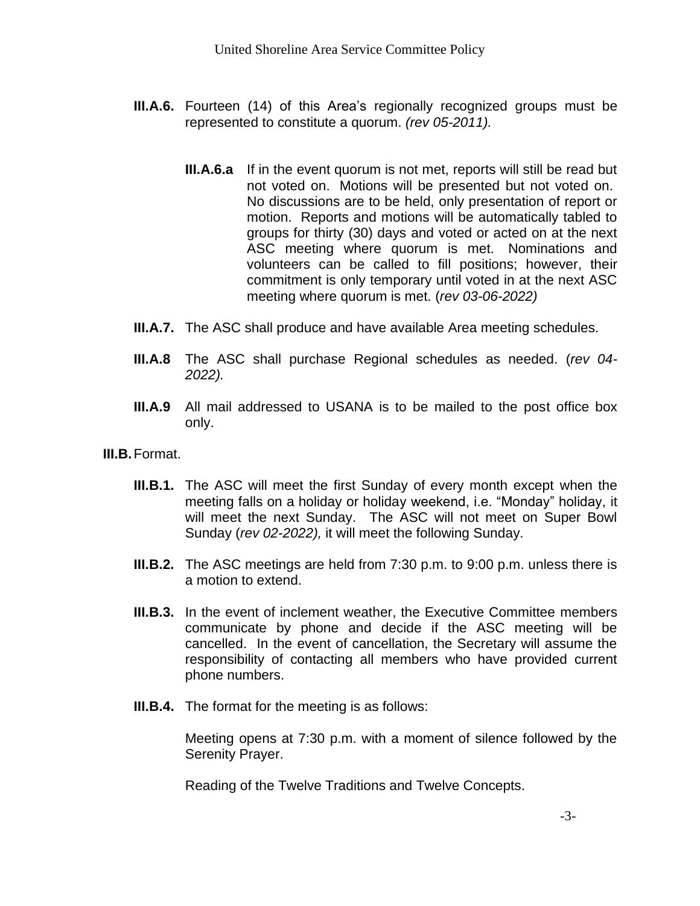**III.A.6.** Fourteen (14) of this Area's regionally recognized groups must be represented to constitute a quorum. *(rev 05-2011).*

> **III.A.6.a** If in the event quorum is not met, reports will still be read but not voted on. Motions will be presented but not voted on. No discussions are to be held, only presentation of report or motion. Reports and motions will be automatically tabled to groups for thirty (30) days and voted or acted on at the next ASC meeting where quorum is met. Nominations and volunteers can be called to fill positions; however, their commitment is only temporary until voted in at the next ASC meeting where quorum is met. (*rev 03-06-2022)*

**III.A.7.** The ASC shall produce and have available Area meeting schedules.

**III.A.8** The ASC shall purchase Regional schedules as needed. (*rev 04-2022).*

**III.A.9** All mail addressed to USANA is to be mailed to the post office box only.

**III.B.** Format.

**III.B.1.** The ASC will meet the first Sunday of every month except when the meeting falls on a holiday or holiday weekend, i.e. "Monday" holiday, it will meet the next Sunday. The ASC will not meet on Super Bowl Sunday (*rev 02-2022),* it will meet the following Sunday.

**III.B.2.** The ASC meetings are held from 7:30 p.m. to 9:00 p.m. unless there is a motion to extend.

**III.B.3.** In the event of inclement weather, the Executive Committee members communicate by phone and decide if the ASC meeting will be cancelled. In the event of cancellation, the Secretary will assume the responsibility of contacting all members who have provided current phone numbers.

**III.B.4.** The format for the meeting is as follows:

Meeting opens at 7:30 p.m. with a moment of silence followed by the Serenity Prayer.

Reading of the Twelve Traditions and Twelve Concepts.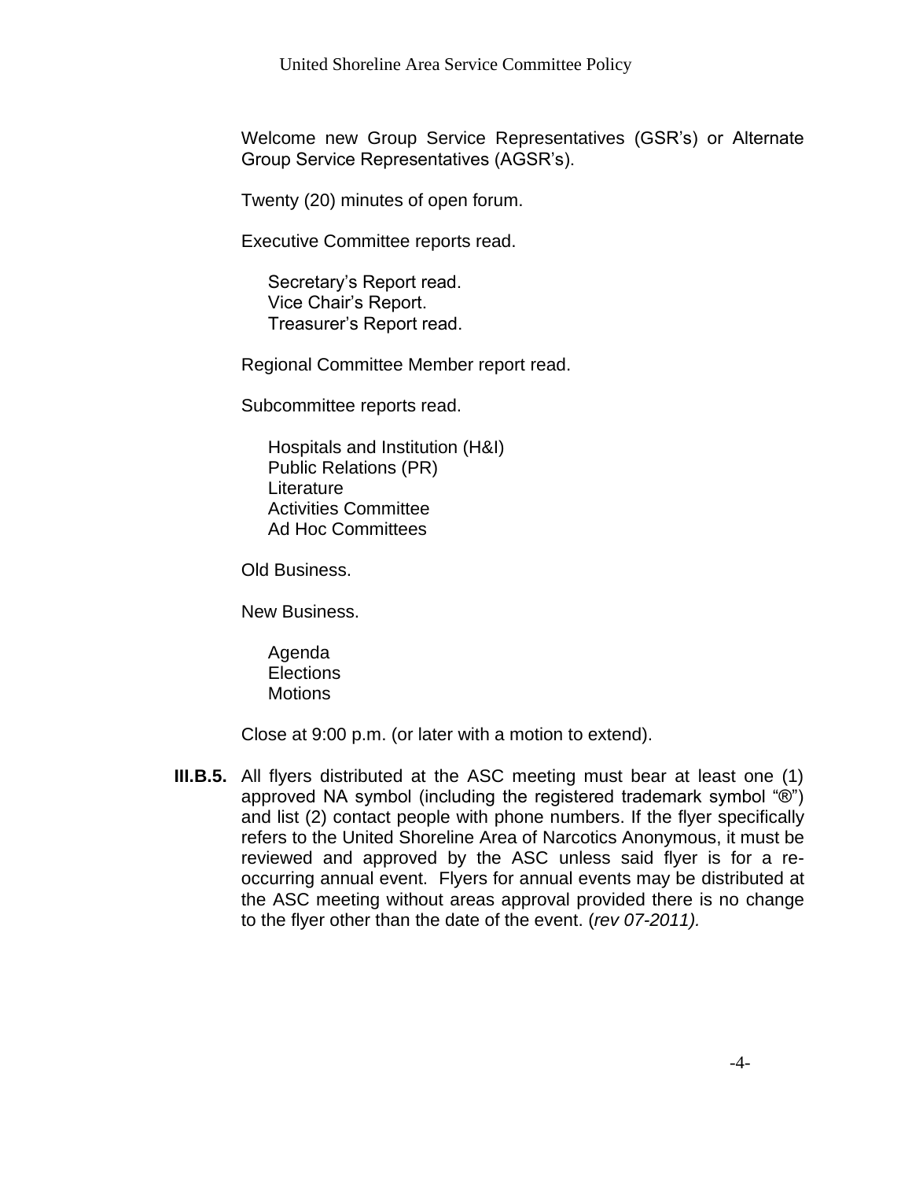Welcome new Group Service Representatives (GSR's) or Alternate Group Service Representatives (AGSR's).

Twenty (20) minutes of open forum.

Executive Committee reports read.

- Secretary's Report read.
- Vice Chair's Report.
- Treasurer's Report read.

Regional Committee Member report read.

Subcommittee reports read.

- Hospitals and Institution (H&I)
- Public Relations (PR)
- Literature
- Activities Committee
- Ad Hoc Committees

Old Business.

New Business.

- Agenda
- Elections
- Motions

Close at 9:00 p.m. (or later with a motion to extend).

**III.B.5.** All flyers distributed at the ASC meeting must bear at least one (1) approved NA symbol (including the registered trademark symbol "®") and list (2) contact people with phone numbers. If the flyer specifically refers to the United Shoreline Area of Narcotics Anonymous, it must be reviewed and approved by the ASC unless said flyer is for a re-occurring annual event. Flyers for annual events may be distributed at the ASC meeting without areas approval provided there is no change to the flyer other than the date of the event. (*rev 07-2011).*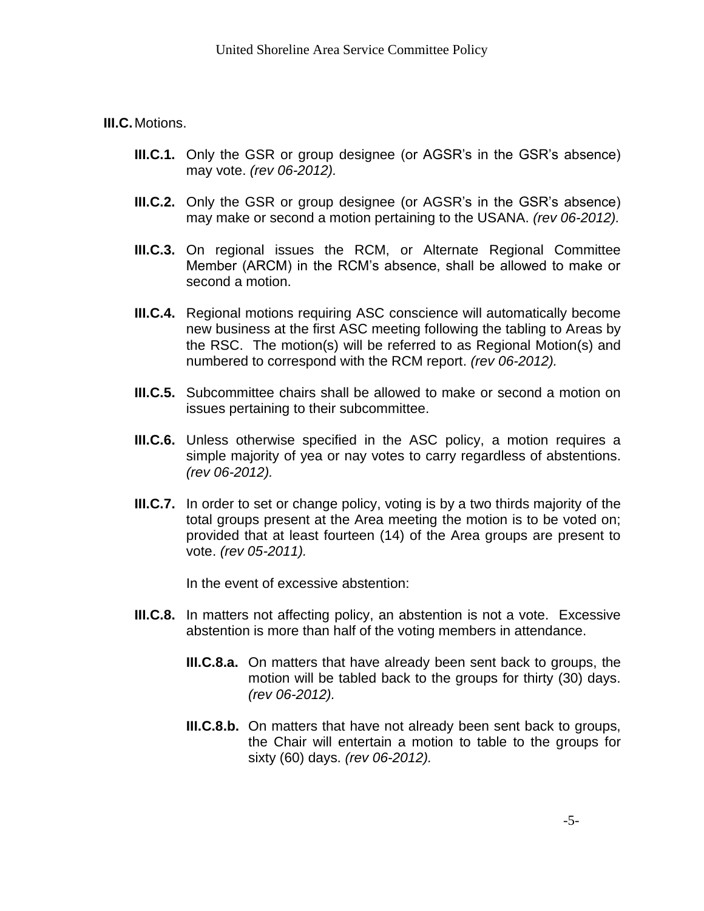**III.C.** Motions.

**III.C.1.** Only the GSR or group designee (or AGSR's in the GSR's absence) may vote. *(rev 06-2012).*

**III.C.2.** Only the GSR or group designee (or AGSR's in the GSR's absence) may make or second a motion pertaining to the USANA. *(rev 06-2012).*

**III.C.3.** On regional issues the RCM, or Alternate Regional Committee Member (ARCM) in the RCM's absence, shall be allowed to make or second a motion.

**III.C.4.** Regional motions requiring ASC conscience will automatically become new business at the first ASC meeting following the tabling to Areas by the RSC. The motion(s) will be referred to as Regional Motion(s) and numbered to correspond with the RCM report. *(rev 06-2012).*

**III.C.5.** Subcommittee chairs shall be allowed to make or second a motion on issues pertaining to their subcommittee.

**III.C.6.** Unless otherwise specified in the ASC policy, a motion requires a simple majority of yea or nay votes to carry regardless of abstentions. *(rev 06-2012).*

**III.C.7.** In order to set or change policy, voting is by a two thirds majority of the total groups present at the Area meeting the motion is to be voted on; provided that at least fourteen (14) of the Area groups are present to vote. *(rev 05-2011).*

In the event of excessive abstention:

**III.C.8.** In matters not affecting policy, an abstention is not a vote. Excessive abstention is more than half of the voting members in attendance.

**III.C.8.a.** On matters that have already been sent back to groups, the motion will be tabled back to the groups for thirty (30) days. *(rev 06-2012).*

**III.C.8.b.** On matters that have not already been sent back to groups, the Chair will entertain a motion to table to the groups for sixty (60) days. *(rev 06-2012).*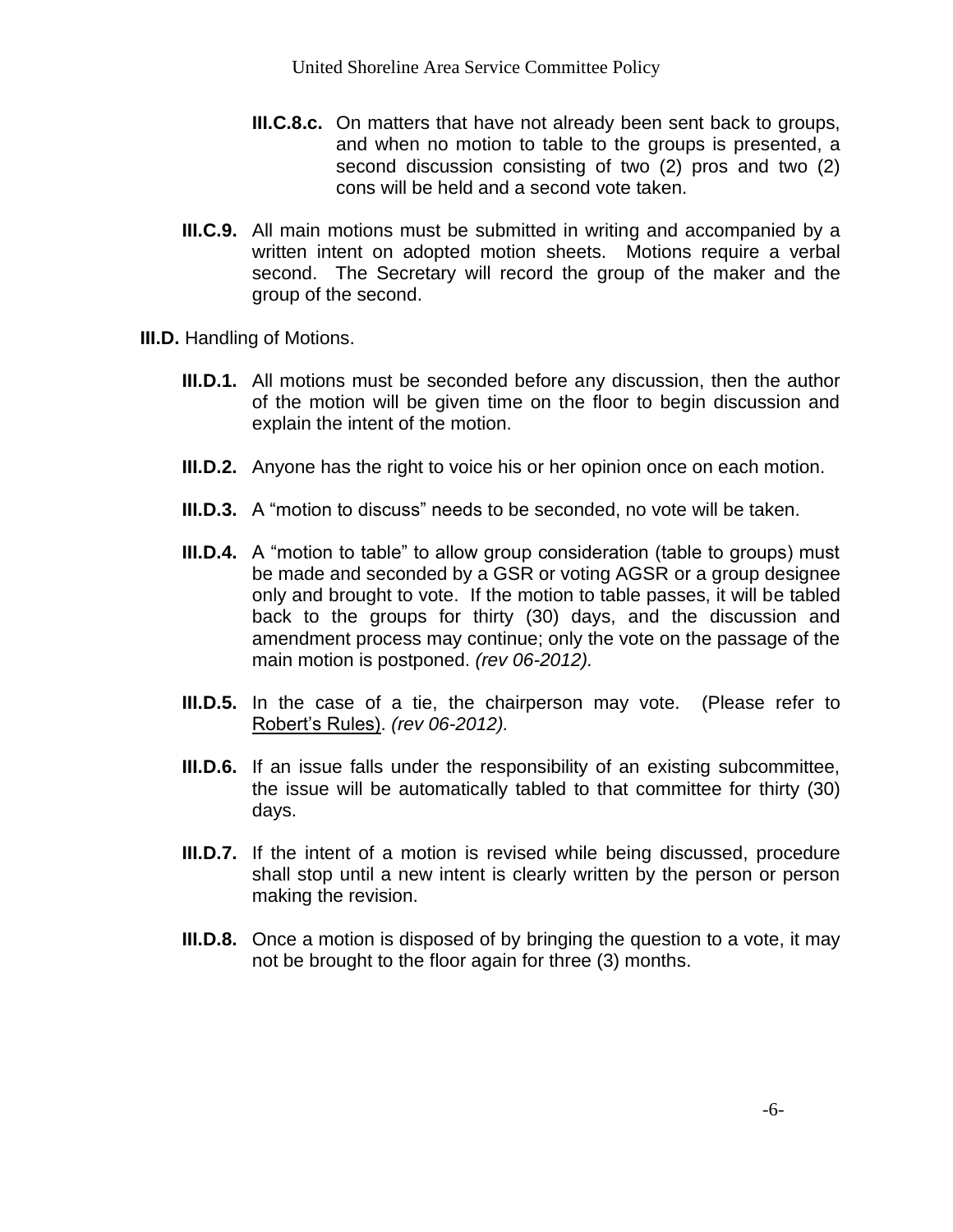**III.C.8.c.** On matters that have not already been sent back to groups, and when no motion to table to the groups is presented, a second discussion consisting of two (2) pros and two (2) cons will be held and a second vote taken.

**III.C.9.** All main motions must be submitted in writing and accompanied by a written intent on adopted motion sheets. Motions require a verbal second. The Secretary will record the group of the maker and the group of the second.

**III.D.** Handling of Motions.

**III.D.1.** All motions must be seconded before any discussion, then the author of the motion will be given time on the floor to begin discussion and explain the intent of the motion.

**III.D.2.** Anyone has the right to voice his or her opinion once on each motion.

**III.D.3.** A "motion to discuss" needs to be seconded, no vote will be taken.

**III.D.4.** A "motion to table" to allow group consideration (table to groups) must be made and seconded by a GSR or voting AGSR or a group designee only and brought to vote. If the motion to table passes, it will be tabled back to the groups for thirty (30) days, and the discussion and amendment process may continue; only the vote on the passage of the main motion is postponed. *(rev 06-2012).*

**III.D.5.** In the case of a tie, the chairperson may vote. (Please refer to Robert's Rules). *(rev 06-2012).*

**III.D.6.** If an issue falls under the responsibility of an existing subcommittee, the issue will be automatically tabled to that committee for thirty (30) days.

**III.D.7.** If the intent of a motion is revised while being discussed, procedure shall stop until a new intent is clearly written by the person or person making the revision.

**III.D.8.** Once a motion is disposed of by bringing the question to a vote, it may not be brought to the floor again for three (3) months.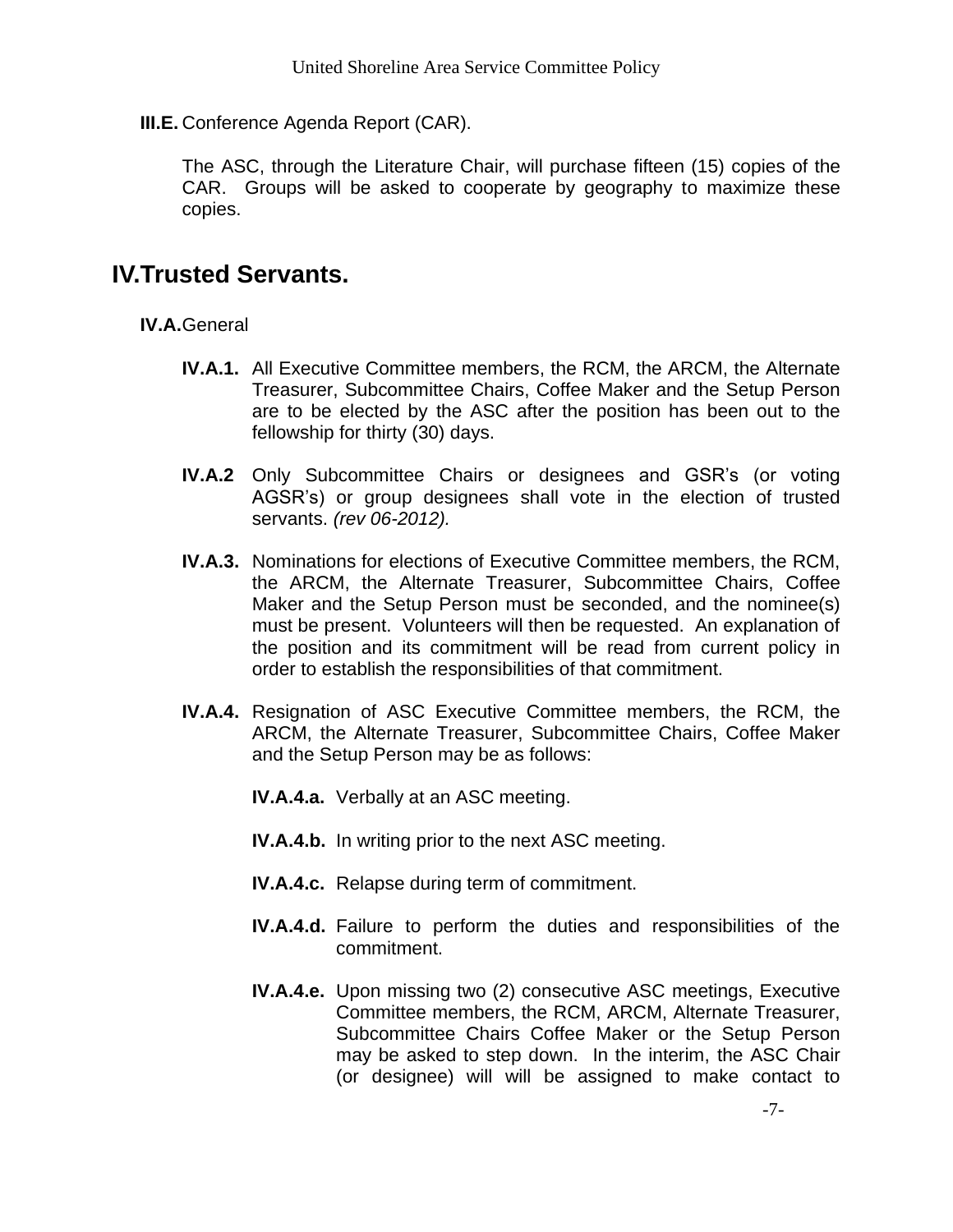**III.E.** Conference Agenda Report (CAR).

The ASC, through the Literature Chair, will purchase fifteen (15) copies of the CAR. Groups will be asked to cooperate by geography to maximize these copies.

# IV. Trusted Servants.

**IV.A.** General

**IV.A.1.** All Executive Committee members, the RCM, the ARCM, the Alternate Treasurer, Subcommittee Chairs, Coffee Maker and the Setup Person are to be elected by the ASC after the position has been out to the fellowship for thirty (30) days.

**IV.A.2** Only Subcommittee Chairs or designees and GSR's (or voting AGSR's) or group designees shall vote in the election of trusted servants. *(rev 06-2012).*

**IV.A.3.** Nominations for elections of Executive Committee members, the RCM, the ARCM, the Alternate Treasurer, Subcommittee Chairs, Coffee Maker and the Setup Person must be seconded, and the nominee(s) must be present. Volunteers will then be requested. An explanation of the position and its commitment will be read from current policy in order to establish the responsibilities of that commitment.

**IV.A.4.** Resignation of ASC Executive Committee members, the RCM, the ARCM, the Alternate Treasurer, Subcommittee Chairs, Coffee Maker and the Setup Person may be as follows:

**IV.A.4.a.** Verbally at an ASC meeting.

**IV.A.4.b.** In writing prior to the next ASC meeting.

**IV.A.4.c.** Relapse during term of commitment.

**IV.A.4.d.** Failure to perform the duties and responsibilities of the commitment.

**IV.A.4.e.** Upon missing two (2) consecutive ASC meetings, Executive Committee members, the RCM, ARCM, Alternate Treasurer, Subcommittee Chairs Coffee Maker or the Setup Person may be asked to step down. In the interim, the ASC Chair (or designee) will will be assigned to make contact to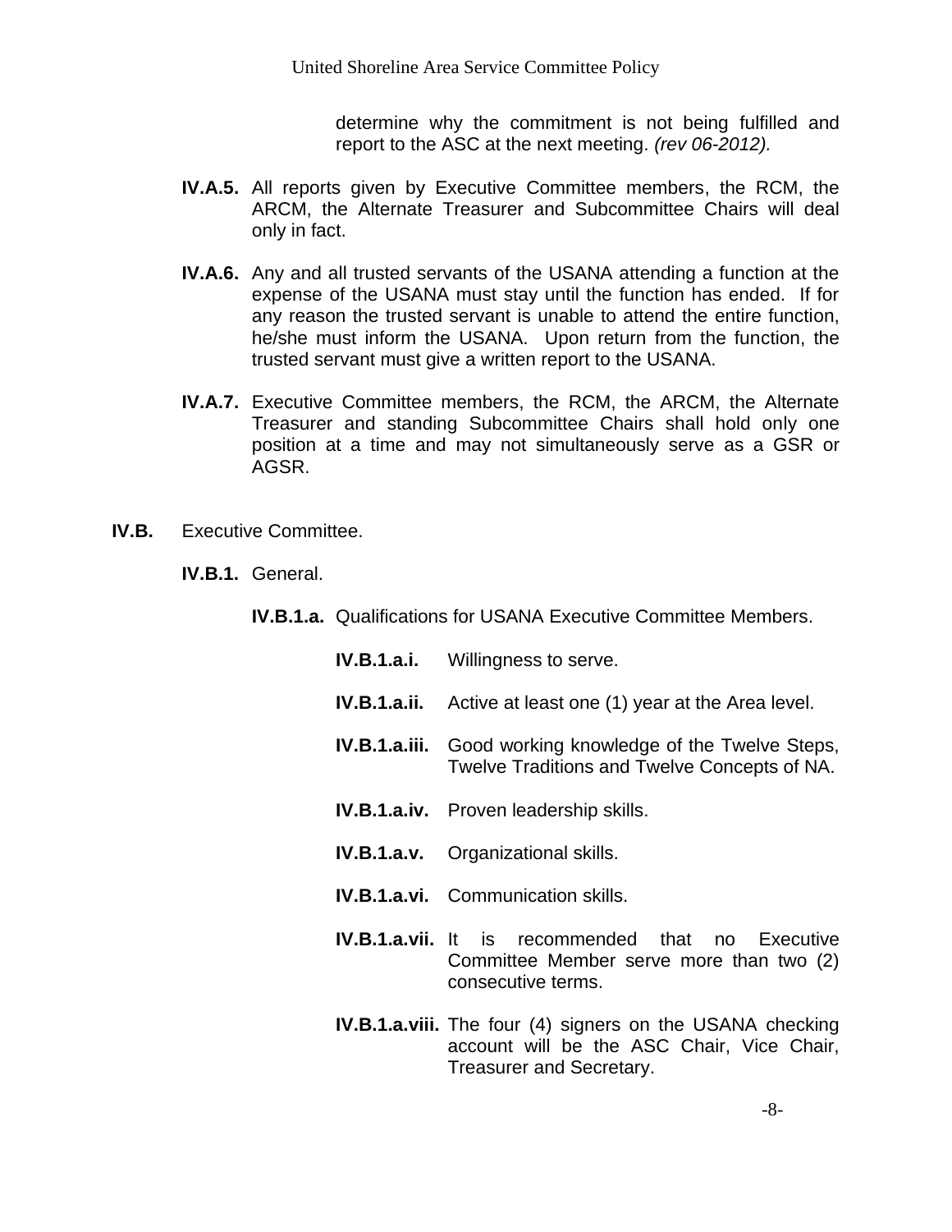determine why the commitment is not being fulfilled and report to the ASC at the next meeting. *(rev 06-2012).*

**IV.A.5.** All reports given by Executive Committee members, the RCM, the ARCM, the Alternate Treasurer and Subcommittee Chairs will deal only in fact.

**IV.A.6.** Any and all trusted servants of the USANA attending a function at the expense of the USANA must stay until the function has ended. If for any reason the trusted servant is unable to attend the entire function, he/she must inform the USANA. Upon return from the function, the trusted servant must give a written report to the USANA.

**IV.A.7.** Executive Committee members, the RCM, the ARCM, the Alternate Treasurer and standing Subcommittee Chairs shall hold only one position at a time and may not simultaneously serve as a GSR or AGSR.

**IV.B.** Executive Committee.

**IV.B.1.** General.

**IV.B.1.a.** Qualifications for USANA Executive Committee Members.

**IV.B.1.a.i.** Willingness to serve.

**IV.B.1.a.ii.** Active at least one (1) year at the Area level.

**IV.B.1.a.iii.** Good working knowledge of the Twelve Steps, Twelve Traditions and Twelve Concepts of NA.

**IV.B.1.a.iv.** Proven leadership skills.

**IV.B.1.a.v.** Organizational skills.

**IV.B.1.a.vi.** Communication skills.

**IV.B.1.a.vii.** It is recommended that no Executive Committee Member serve more than two (2) consecutive terms.

**IV.B.1.a.viii.** The four (4) signers on the USANA checking account will be the ASC Chair, Vice Chair, Treasurer and Secretary.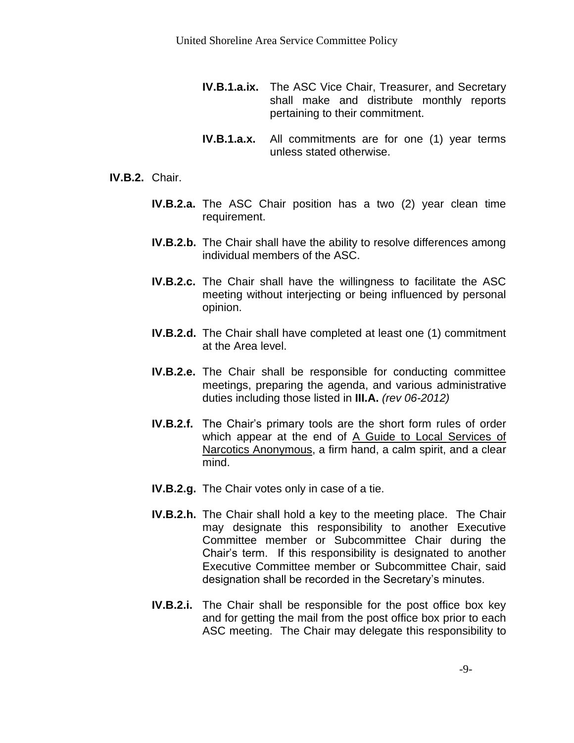**IV.B.1.a.ix.** The ASC Vice Chair, Treasurer, and Secretary shall make and distribute monthly reports pertaining to their commitment.

**IV.B.1.a.x.** All commitments are for one (1) year terms unless stated otherwise.

**IV.B.2.** Chair.

**IV.B.2.a.** The ASC Chair position has a two (2) year clean time requirement.

**IV.B.2.b.** The Chair shall have the ability to resolve differences among individual members of the ASC.

**IV.B.2.c.** The Chair shall have the willingness to facilitate the ASC meeting without interjecting or being influenced by personal opinion.

**IV.B.2.d.** The Chair shall have completed at least one (1) commitment at the Area level.

**IV.B.2.e.** The Chair shall be responsible for conducting committee meetings, preparing the agenda, and various administrative duties including those listed in **III.A.** *(rev 06-2012)*

**IV.B.2.f.** The Chair's primary tools are the short form rules of order which appear at the end of A Guide to Local Services of Narcotics Anonymous, a firm hand, a calm spirit, and a clear mind.

**IV.B.2.g.** The Chair votes only in case of a tie.

**IV.B.2.h.** The Chair shall hold a key to the meeting place. The Chair may designate this responsibility to another Executive Committee member or Subcommittee Chair during the Chair's term. If this responsibility is designated to another Executive Committee member or Subcommittee Chair, said designation shall be recorded in the Secretary's minutes.

**IV.B.2.i.** The Chair shall be responsible for the post office box key and for getting the mail from the post office box prior to each ASC meeting. The Chair may delegate this responsibility to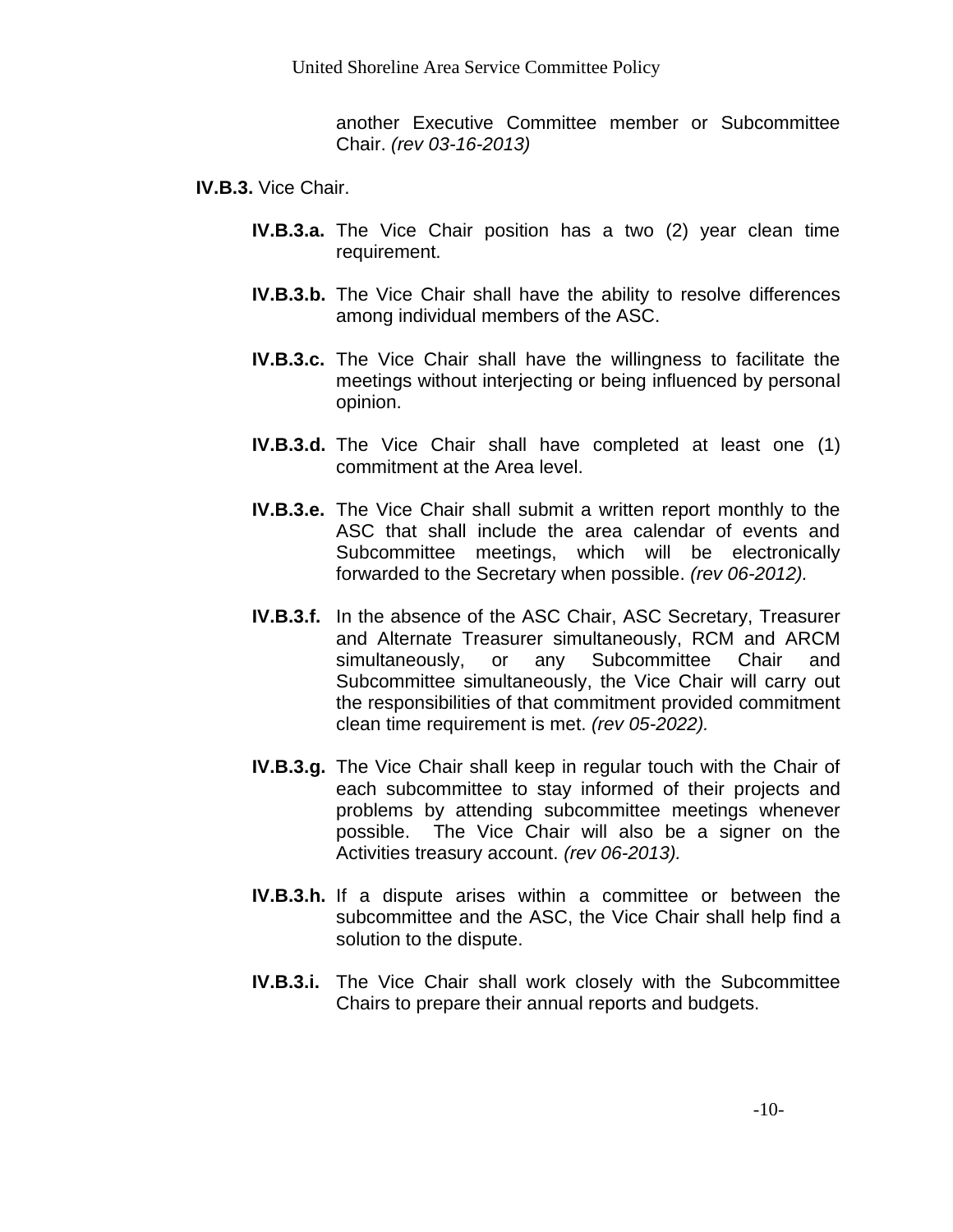another Executive Committee member or Subcommittee Chair. *(rev 03-16-2013)*

**IV.B.3.** Vice Chair.

**IV.B.3.a.** The Vice Chair position has a two (2) year clean time requirement.

**IV.B.3.b.** The Vice Chair shall have the ability to resolve differences among individual members of the ASC.

**IV.B.3.c.** The Vice Chair shall have the willingness to facilitate the meetings without interjecting or being influenced by personal opinion.

**IV.B.3.d.** The Vice Chair shall have completed at least one (1) commitment at the Area level.

**IV.B.3.e.** The Vice Chair shall submit a written report monthly to the ASC that shall include the area calendar of events and Subcommittee meetings, which will be electronically forwarded to the Secretary when possible. *(rev 06-2012).*

**IV.B.3.f.** In the absence of the ASC Chair, ASC Secretary, Treasurer and Alternate Treasurer simultaneously, RCM and ARCM simultaneously, or any Subcommittee Chair and Subcommittee simultaneously, the Vice Chair will carry out the responsibilities of that commitment provided commitment clean time requirement is met. *(rev 05-2022).*

**IV.B.3.g.** The Vice Chair shall keep in regular touch with the Chair of each subcommittee to stay informed of their projects and problems by attending subcommittee meetings whenever possible. The Vice Chair will also be a signer on the Activities treasury account. *(rev 06-2013).*

**IV.B.3.h.** If a dispute arises within a committee or between the subcommittee and the ASC, the Vice Chair shall help find a solution to the dispute.

**IV.B.3.i.** The Vice Chair shall work closely with the Subcommittee Chairs to prepare their annual reports and budgets.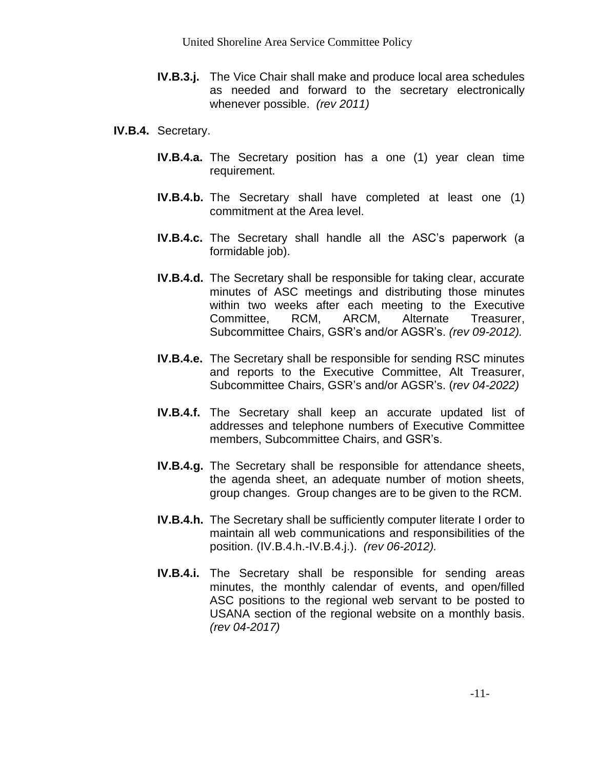**IV.B.3.j.** The Vice Chair shall make and produce local area schedules as needed and forward to the secretary electronically whenever possible. *(rev 2011)*

**IV.B.4.** Secretary.

**IV.B.4.a.** The Secretary position has a one (1) year clean time requirement.

**IV.B.4.b.** The Secretary shall have completed at least one (1) commitment at the Area level.

**IV.B.4.c.** The Secretary shall handle all the ASC's paperwork (a formidable job).

**IV.B.4.d.** The Secretary shall be responsible for taking clear, accurate minutes of ASC meetings and distributing those minutes within two weeks after each meeting to the Executive Committee, RCM, ARCM, Alternate Treasurer, Subcommittee Chairs, GSR's and/or AGSR's. *(rev 09-2012).*

**IV.B.4.e.** The Secretary shall be responsible for sending RSC minutes and reports to the Executive Committee, Alt Treasurer, Subcommittee Chairs, GSR's and/or AGSR's. (*rev 04-2022)*

**IV.B.4.f.** The Secretary shall keep an accurate updated list of addresses and telephone numbers of Executive Committee members, Subcommittee Chairs, and GSR's.

**IV.B.4.g.** The Secretary shall be responsible for attendance sheets, the agenda sheet, an adequate number of motion sheets, group changes. Group changes are to be given to the RCM.

**IV.B.4.h.** The Secretary shall be sufficiently computer literate I order to maintain all web communications and responsibilities of the position. (IV.B.4.h.-IV.B.4.j.). *(rev 06-2012).*

**IV.B.4.i.** The Secretary shall be responsible for sending areas minutes, the monthly calendar of events, and open/filled ASC positions to the regional web servant to be posted to USANA section of the regional website on a monthly basis. *(rev 04-2017)*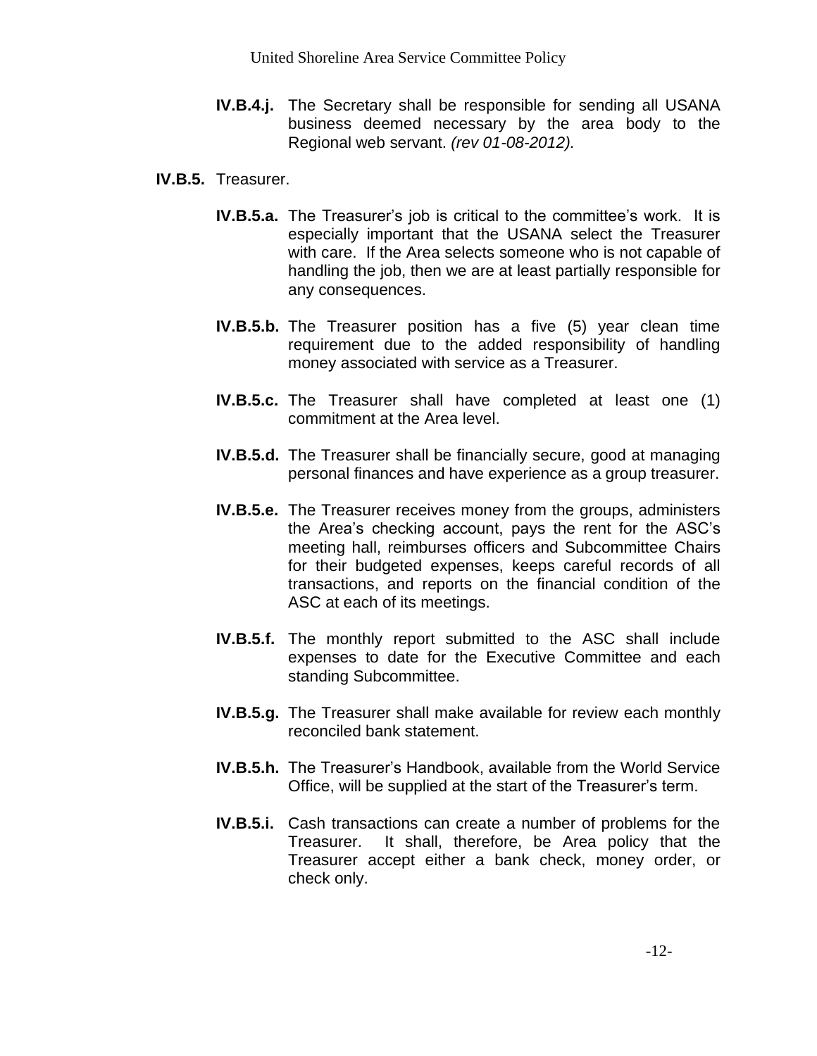**IV.B.4.j.** The Secretary shall be responsible for sending all USANA business deemed necessary by the area body to the Regional web servant. *(rev 01-08-2012).*

**IV.B.5.** Treasurer.

**IV.B.5.a.** The Treasurer's job is critical to the committee's work. It is especially important that the USANA select the Treasurer with care. If the Area selects someone who is not capable of handling the job, then we are at least partially responsible for any consequences.

**IV.B.5.b.** The Treasurer position has a five (5) year clean time requirement due to the added responsibility of handling money associated with service as a Treasurer.

**IV.B.5.c.** The Treasurer shall have completed at least one (1) commitment at the Area level.

**IV.B.5.d.** The Treasurer shall be financially secure, good at managing personal finances and have experience as a group treasurer.

**IV.B.5.e.** The Treasurer receives money from the groups, administers the Area's checking account, pays the rent for the ASC's meeting hall, reimburses officers and Subcommittee Chairs for their budgeted expenses, keeps careful records of all transactions, and reports on the financial condition of the ASC at each of its meetings.

**IV.B.5.f.** The monthly report submitted to the ASC shall include expenses to date for the Executive Committee and each standing Subcommittee.

**IV.B.5.g.** The Treasurer shall make available for review each monthly reconciled bank statement.

**IV.B.5.h.** The Treasurer's Handbook, available from the World Service Office, will be supplied at the start of the Treasurer's term.

**IV.B.5.i.** Cash transactions can create a number of problems for the Treasurer. It shall, therefore, be Area policy that the Treasurer accept either a bank check, money order, or check only.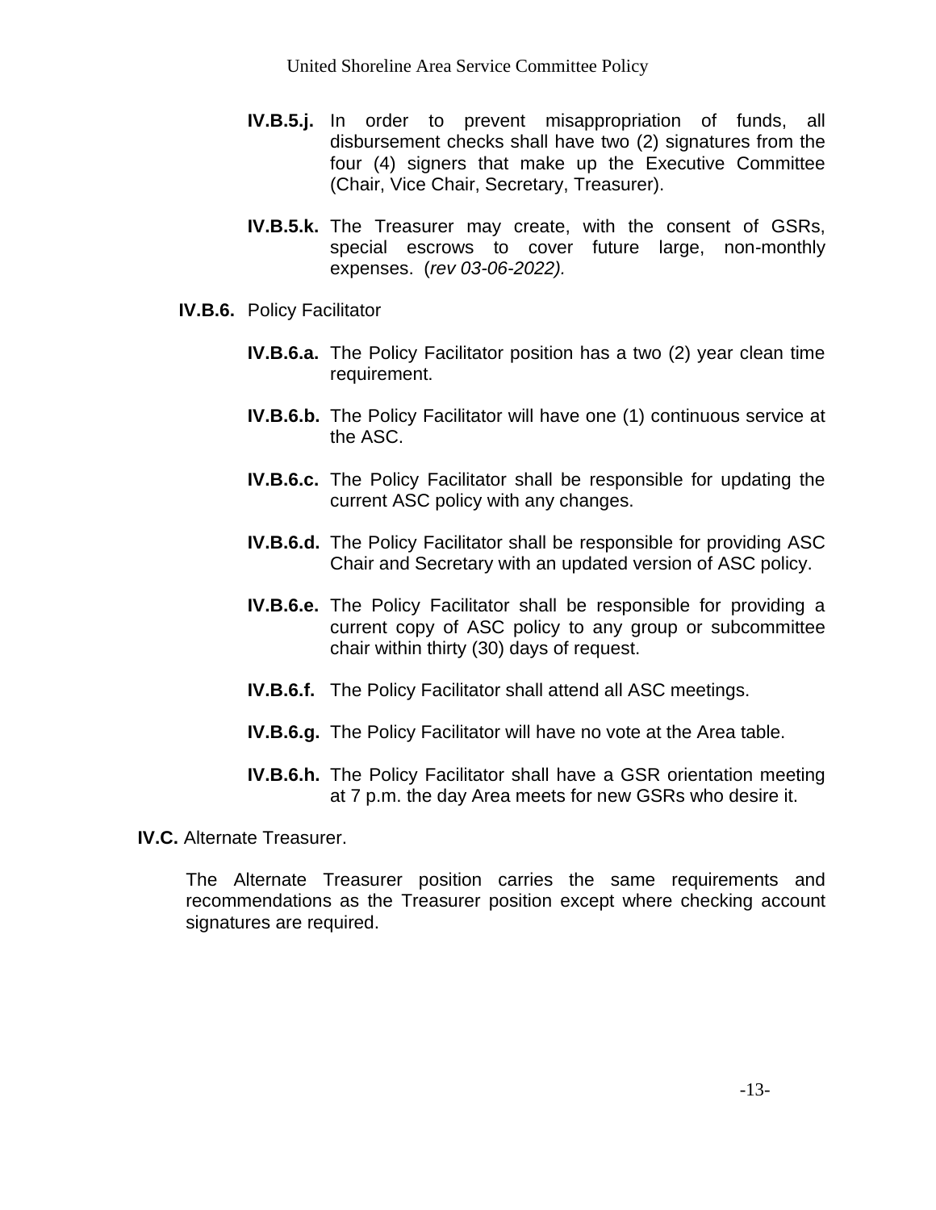**IV.B.5.j.** In order to prevent misappropriation of funds, all disbursement checks shall have two (2) signatures from the four (4) signers that make up the Executive Committee (Chair, Vice Chair, Secretary, Treasurer).

**IV.B.5.k.** The Treasurer may create, with the consent of GSRs, special escrows to cover future large, non-monthly expenses. (*rev 03-06-2022).*

**IV.B.6.** Policy Facilitator

**IV.B.6.a.** The Policy Facilitator position has a two (2) year clean time requirement.

**IV.B.6.b.** The Policy Facilitator will have one (1) continuous service at the ASC.

**IV.B.6.c.** The Policy Facilitator shall be responsible for updating the current ASC policy with any changes.

**IV.B.6.d.** The Policy Facilitator shall be responsible for providing ASC Chair and Secretary with an updated version of ASC policy.

**IV.B.6.e.** The Policy Facilitator shall be responsible for providing a current copy of ASC policy to any group or subcommittee chair within thirty (30) days of request.

**IV.B.6.f.** The Policy Facilitator shall attend all ASC meetings.

**IV.B.6.g.** The Policy Facilitator will have no vote at the Area table.

**IV.B.6.h.** The Policy Facilitator shall have a GSR orientation meeting at 7 p.m. the day Area meets for new GSRs who desire it.

**IV.C.** Alternate Treasurer.

The Alternate Treasurer position carries the same requirements and recommendations as the Treasurer position except where checking account signatures are required.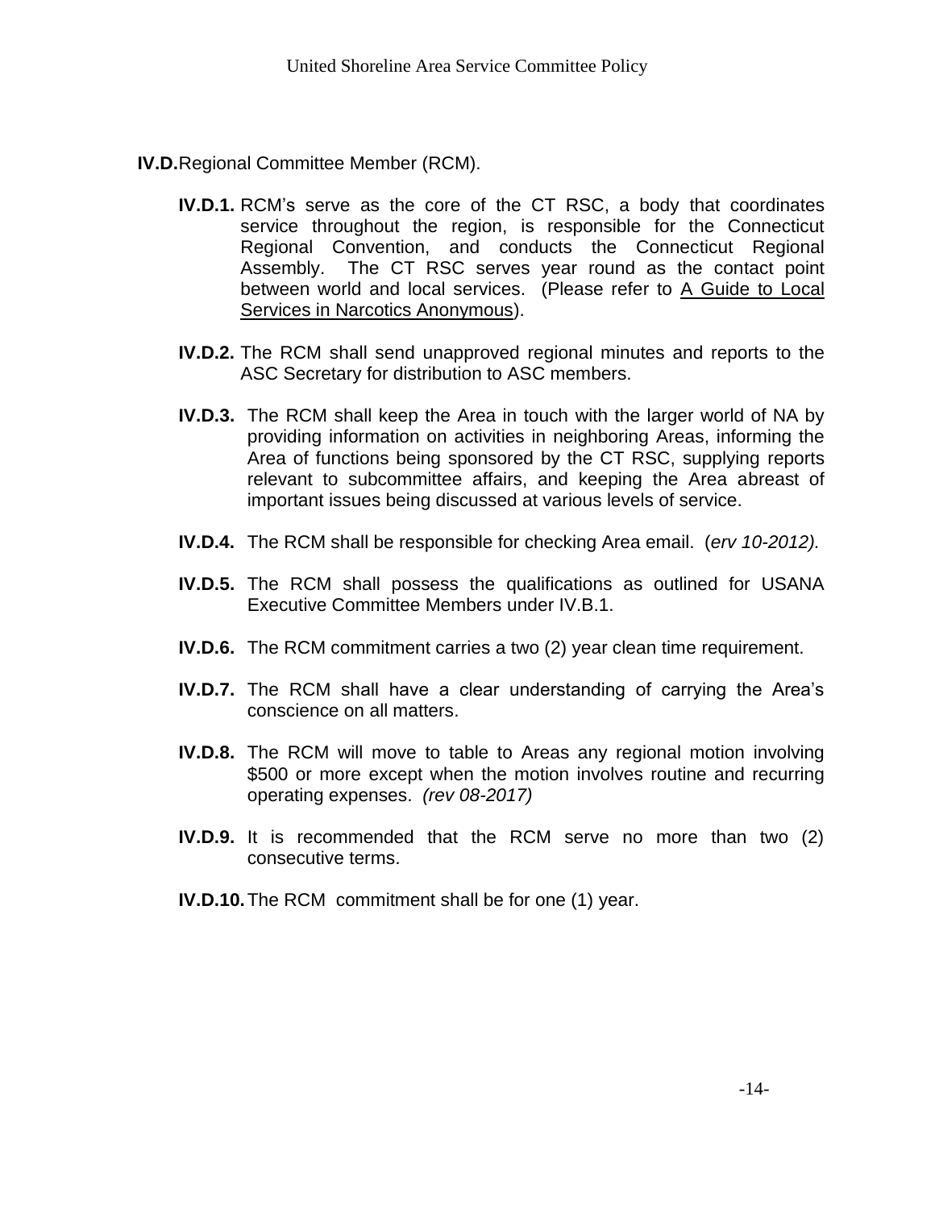**IV.D.** Regional Committee Member (RCM).

**IV.D.1.** RCM's serve as the core of the CT RSC, a body that coordinates service throughout the region, is responsible for the Connecticut Regional Convention, and conducts the Connecticut Regional Assembly. The CT RSC serves year round as the contact point between world and local services. (Please refer to A Guide to Local Services in Narcotics Anonymous).

**IV.D.2.** The RCM shall send unapproved regional minutes and reports to the ASC Secretary for distribution to ASC members.

**IV.D.3.** The RCM shall keep the Area in touch with the larger world of NA by providing information on activities in neighboring Areas, informing the Area of functions being sponsored by the CT RSC, supplying reports relevant to subcommittee affairs, and keeping the Area abreast of important issues being discussed at various levels of service.

**IV.D.4.** The RCM shall be responsible for checking Area email. (*erv 10-2012).*

**IV.D.5.** The RCM shall possess the qualifications as outlined for USANA Executive Committee Members under IV.B.1.

**IV.D.6.** The RCM commitment carries a two (2) year clean time requirement.

**IV.D.7.** The RCM shall have a clear understanding of carrying the Area's conscience on all matters.

**IV.D.8.** The RCM will move to table to Areas any regional motion involving $500 or more except when the motion involves routine and recurring operating expenses. *(rev 08-2017)*

**IV.D.9.** It is recommended that the RCM serve no more than two (2) consecutive terms.

**IV.D.10.** The RCM commitment shall be for one (1) year.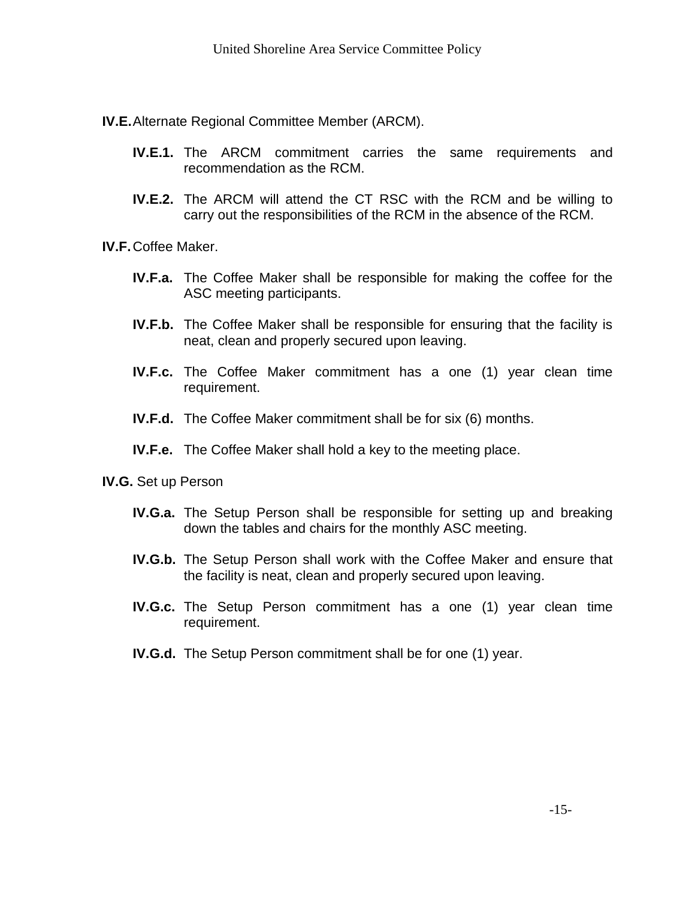**IV.E.** Alternate Regional Committee Member (ARCM).

- **IV.E.1.** The ARCM commitment carries the same requirements and recommendation as the RCM.
- **IV.E.2.** The ARCM will attend the CT RSC with the RCM and be willing to carry out the responsibilities of the RCM in the absence of the RCM.

**IV.F.** Coffee Maker.

- **IV.F.a.** The Coffee Maker shall be responsible for making the coffee for the ASC meeting participants.
- **IV.F.b.** The Coffee Maker shall be responsible for ensuring that the facility is neat, clean and properly secured upon leaving.
- **IV.F.c.** The Coffee Maker commitment has a one (1) year clean time requirement.
- **IV.F.d.** The Coffee Maker commitment shall be for six (6) months.
- **IV.F.e.** The Coffee Maker shall hold a key to the meeting place.

**IV.G.** Set up Person

- **IV.G.a.** The Setup Person shall be responsible for setting up and breaking down the tables and chairs for the monthly ASC meeting.
- **IV.G.b.** The Setup Person shall work with the Coffee Maker and ensure that the facility is neat, clean and properly secured upon leaving.
- **IV.G.c.** The Setup Person commitment has a one (1) year clean time requirement.
- **IV.G.d.** The Setup Person commitment shall be for one (1) year.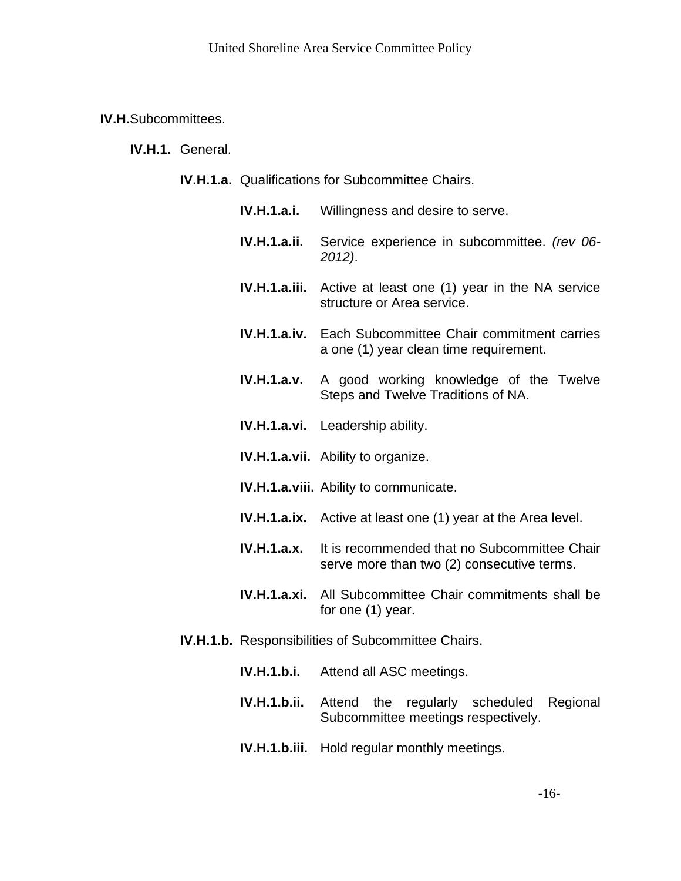**IV.H.** Subcommittees.

**IV.H.1.** General.

**IV.H.1.a.** Qualifications for Subcommittee Chairs.

**IV.H.1.a.i.** Willingness and desire to serve.

**IV.H.1.a.ii.** Service experience in subcommittee. *(rev 06-2012)*.

**IV.H.1.a.iii.** Active at least one (1) year in the NA service structure or Area service.

**IV.H.1.a.iv.** Each Subcommittee Chair commitment carries a one (1) year clean time requirement.

**IV.H.1.a.v.** A good working knowledge of the Twelve Steps and Twelve Traditions of NA.

**IV.H.1.a.vi.** Leadership ability.

**IV.H.1.a.vii.** Ability to organize.

**IV.H.1.a.viii.** Ability to communicate.

**IV.H.1.a.ix.** Active at least one (1) year at the Area level.

**IV.H.1.a.x.** It is recommended that no Subcommittee Chair serve more than two (2) consecutive terms.

**IV.H.1.a.xi.** All Subcommittee Chair commitments shall be for one (1) year.

**IV.H.1.b.** Responsibilities of Subcommittee Chairs.

**IV.H.1.b.i.** Attend all ASC meetings.

**IV.H.1.b.ii.** Attend the regularly scheduled Regional Subcommittee meetings respectively.

**IV.H.1.b.iii.** Hold regular monthly meetings.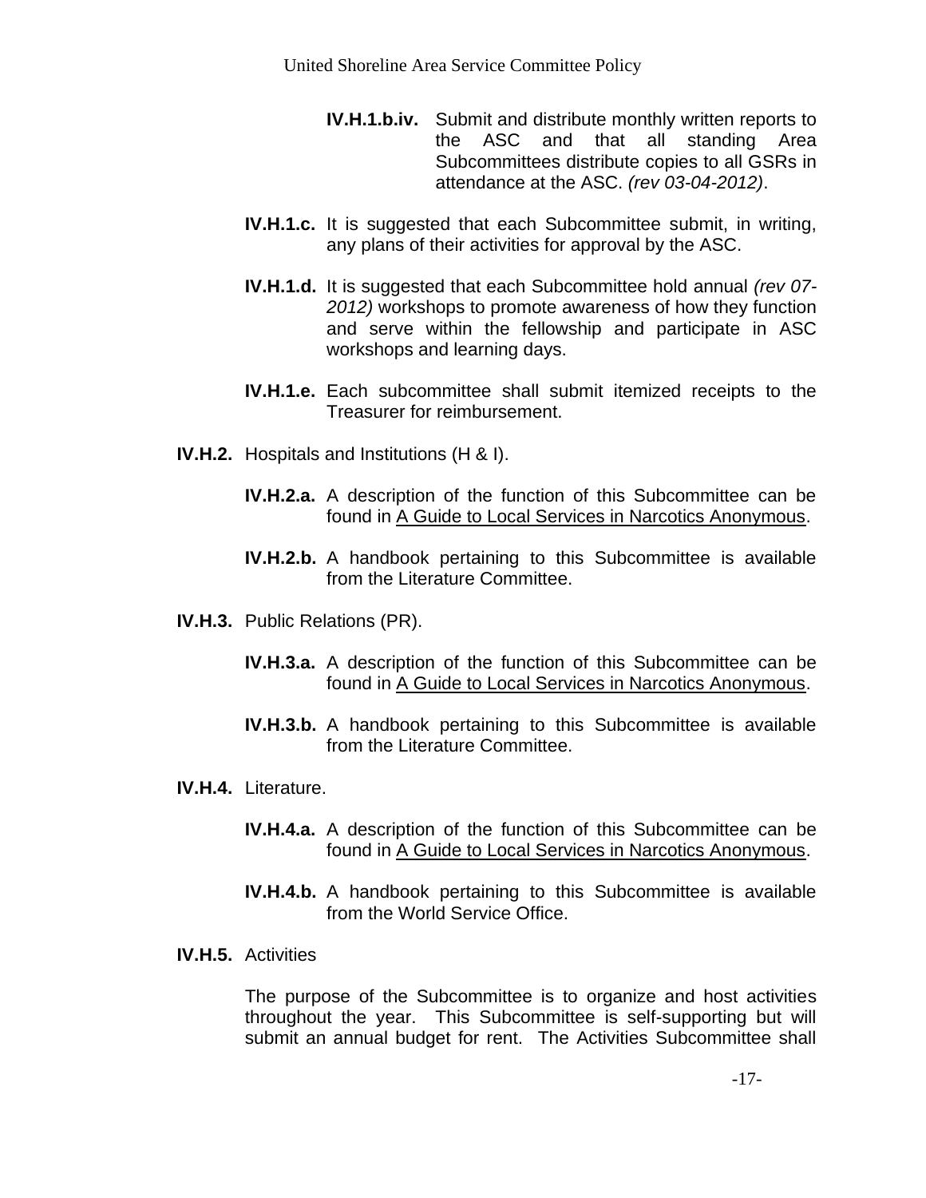**IV.H.1.b.iv.** Submit and distribute monthly written reports to the ASC and that all standing Area Subcommittees distribute copies to all GSRs in attendance at the ASC. *(rev 03-04-2012)*.

**IV.H.1.c.** It is suggested that each Subcommittee submit, in writing, any plans of their activities for approval by the ASC.

**IV.H.1.d.** It is suggested that each Subcommittee hold annual *(rev 07-2012)* workshops to promote awareness of how they function and serve within the fellowship and participate in ASC workshops and learning days.

**IV.H.1.e.** Each subcommittee shall submit itemized receipts to the Treasurer for reimbursement.

**IV.H.2.** Hospitals and Institutions (H & I).

**IV.H.2.a.** A description of the function of this Subcommittee can be found in <u>A Guide to Local Services in Narcotics Anonymous</u>.

**IV.H.2.b.** A handbook pertaining to this Subcommittee is available from the Literature Committee.

**IV.H.3.** Public Relations (PR).

**IV.H.3.a.** A description of the function of this Subcommittee can be found in <u>A Guide to Local Services in Narcotics Anonymous</u>.

**IV.H.3.b.** A handbook pertaining to this Subcommittee is available from the Literature Committee.

**IV.H.4.** Literature.

**IV.H.4.a.** A description of the function of this Subcommittee can be found in <u>A Guide to Local Services in Narcotics Anonymous</u>.

**IV.H.4.b.** A handbook pertaining to this Subcommittee is available from the World Service Office.

**IV.H.5.** Activities

The purpose of the Subcommittee is to organize and host activities throughout the year. This Subcommittee is self-supporting but will submit an annual budget for rent. The Activities Subcommittee shall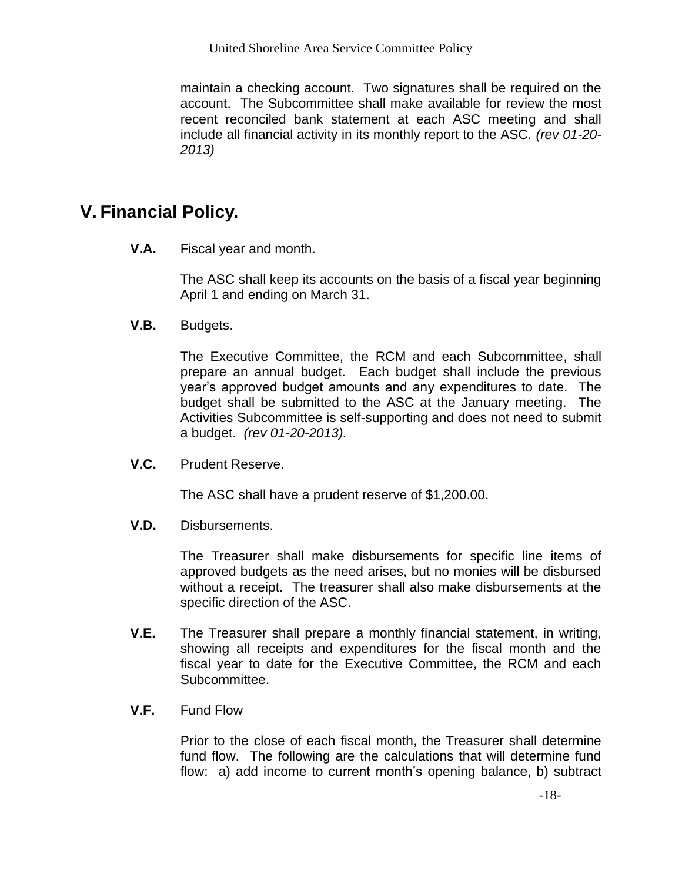maintain a checking account. Two signatures shall be required on the account. The Subcommittee shall make available for review the most recent reconciled bank statement at each ASC meeting and shall include all financial activity in its monthly report to the ASC. *(rev 01-20-2013)*

# V. Financial Policy.

**V.A.** Fiscal year and month.

The ASC shall keep its accounts on the basis of a fiscal year beginning April 1 and ending on March 31.

**V.B.** Budgets.

The Executive Committee, the RCM and each Subcommittee, shall prepare an annual budget. Each budget shall include the previous year's approved budget amounts and any expenditures to date. The budget shall be submitted to the ASC at the January meeting. The Activities Subcommittee is self-supporting and does not need to submit a budget. *(rev 01-20-2013).*

**V.C.** Prudent Reserve.

The ASC shall have a prudent reserve of $1,200.00.

**V.D.** Disbursements.

The Treasurer shall make disbursements for specific line items of approved budgets as the need arises, but no monies will be disbursed without a receipt. The treasurer shall also make disbursements at the specific direction of the ASC.

**V.E.** The Treasurer shall prepare a monthly financial statement, in writing, showing all receipts and expenditures for the fiscal month and the fiscal year to date for the Executive Committee, the RCM and each Subcommittee.

**V.F.** Fund Flow

Prior to the close of each fiscal month, the Treasurer shall determine fund flow. The following are the calculations that will determine fund flow: a) add income to current month's opening balance, b) subtract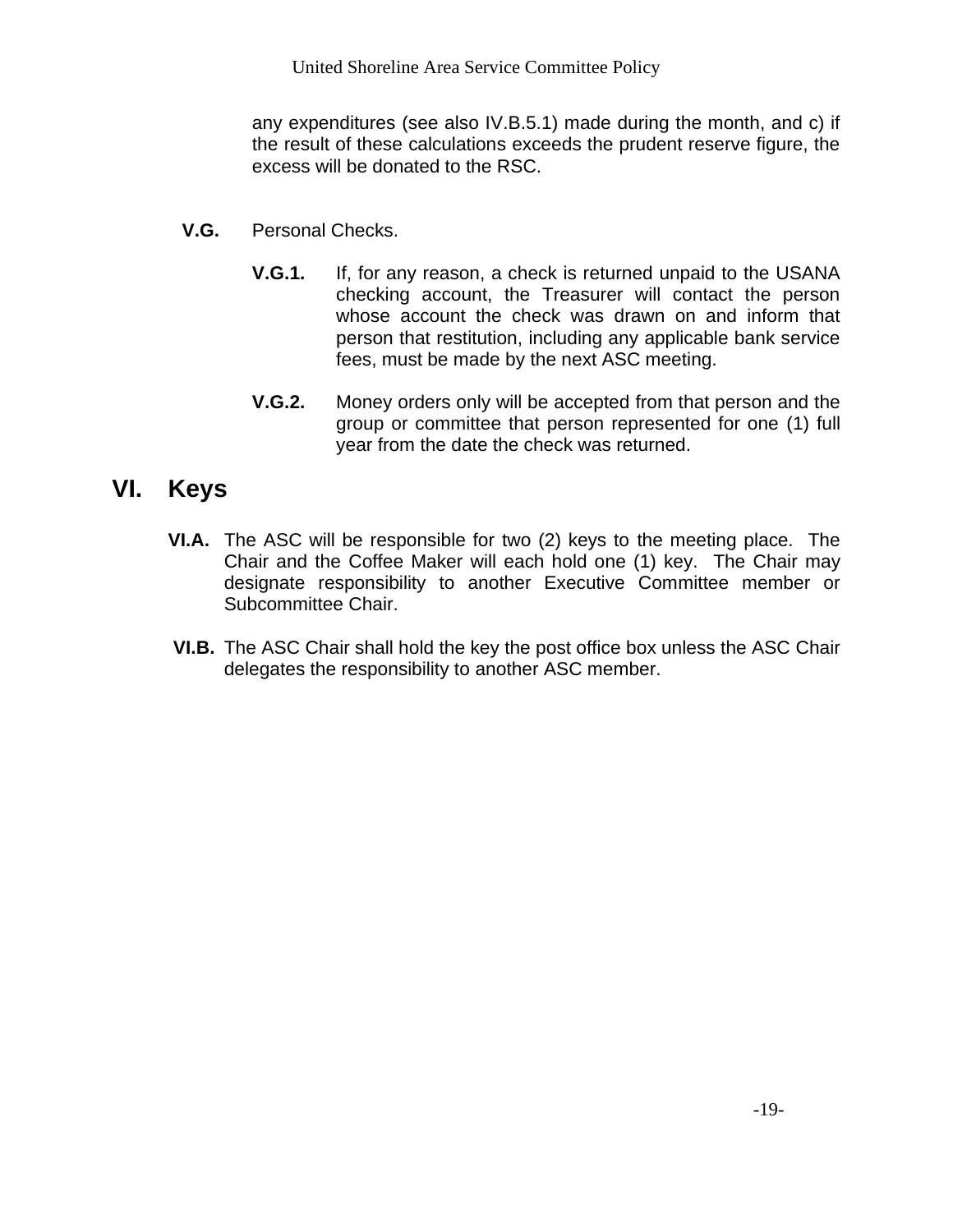any expenditures (see also IV.B.5.1) made during the month, and c) if the result of these calculations exceeds the prudent reserve figure, the excess will be donated to the RSC.

**V.G.** Personal Checks.

**V.G.1.** If, for any reason, a check is returned unpaid to the USANA checking account, the Treasurer will contact the person whose account the check was drawn on and inform that person that restitution, including any applicable bank service fees, must be made by the next ASC meeting.

**V.G.2.** Money orders only will be accepted from that person and the group or committee that person represented for one (1) full year from the date the check was returned.

# VI. Keys

**VI.A.** The ASC will be responsible for two (2) keys to the meeting place. The Chair and the Coffee Maker will each hold one (1) key. The Chair may designate responsibility to another Executive Committee member or Subcommittee Chair.

**VI.B.** The ASC Chair shall hold the key the post office box unless the ASC Chair delegates the responsibility to another ASC member.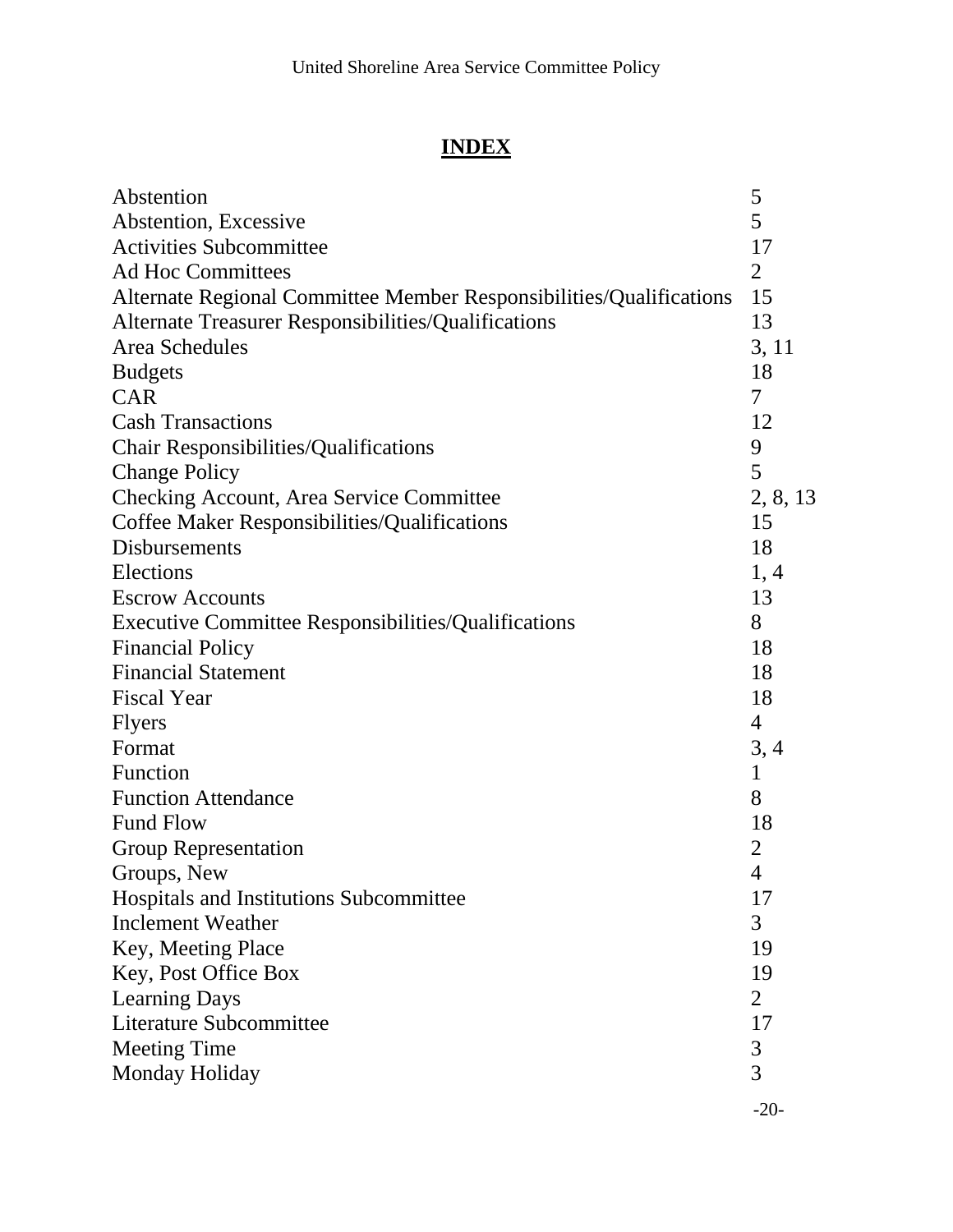# INDEX

| | |
|---|---|
| Abstention | 5 |
| Abstention, Excessive | 5 |
| Activities Subcommittee | 17 |
| Ad Hoc Committees | 2 |
| Alternate Regional Committee Member Responsibilities/Qualifications | 15 |
| Alternate Treasurer Responsibilities/Qualifications | 13 |
| Area Schedules | 3, 11 |
| Budgets | 18 |
| CAR | 7 |
| Cash Transactions | 12 |
| Chair Responsibilities/Qualifications | 9 |
| Change Policy | 5 |
| Checking Account, Area Service Committee | 2, 8, 13 |
| Coffee Maker Responsibilities/Qualifications | 15 |
| Disbursements | 18 |
| Elections | 1, 4 |
| Escrow Accounts | 13 |
| Executive Committee Responsibilities/Qualifications | 8 |
| Financial Policy | 18 |
| Financial Statement | 18 |
| Fiscal Year | 18 |
| Flyers | 4 |
| Format | 3, 4 |
| Function | 1 |
| Function Attendance | 8 |
| Fund Flow | 18 |
| Group Representation | 2 |
| Groups, New | 4 |
| Hospitals and Institutions Subcommittee | 17 |
| Inclement Weather | 3 |
| Key, Meeting Place | 19 |
| Key, Post Office Box | 19 |
| Learning Days | 2 |
| Literature Subcommittee | 17 |
| Meeting Time | 3 |
| Monday Holiday | 3 |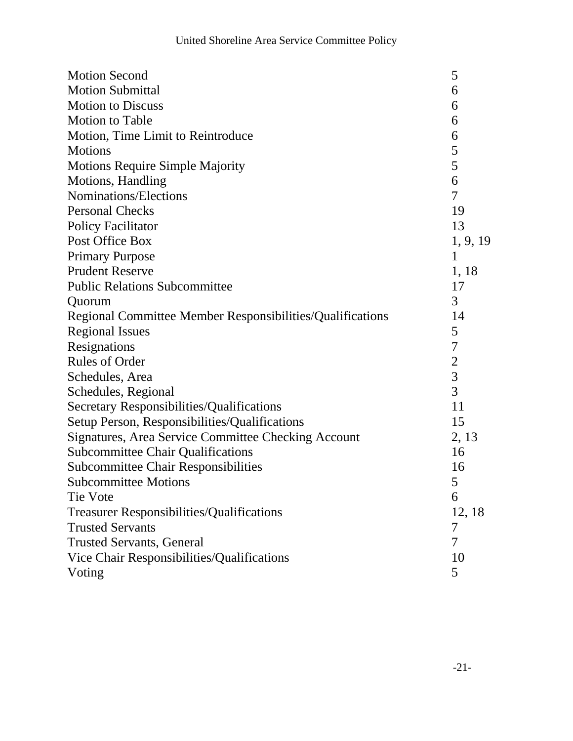| | |
|---|---|
| Motion Second | 5 |
| Motion Submittal | 6 |
| Motion to Discuss | 6 |
| Motion to Table | 6 |
| Motion, Time Limit to Reintroduce | 6 |
| Motions | 5 |
| Motions Require Simple Majority | 5 |
| Motions, Handling | 6 |
| Nominations/Elections | 7 |
| Personal Checks | 19 |
| Policy Facilitator | 13 |
| Post Office Box | 1, 9, 19 |
| Primary Purpose | 1 |
| Prudent Reserve | 1, 18 |
| Public Relations Subcommittee | 17 |
| Quorum | 3 |
| Regional Committee Member Responsibilities/Qualifications | 14 |
| Regional Issues | 5 |
| Resignations | 7 |
| Rules of Order | 2 |
| Schedules, Area | 3 |
| Schedules, Regional | 3 |
| Secretary Responsibilities/Qualifications | 11 |
| Setup Person, Responsibilities/Qualifications | 15 |
| Signatures, Area Service Committee Checking Account | 2, 13 |
| Subcommittee Chair Qualifications | 16 |
| Subcommittee Chair Responsibilities | 16 |
| Subcommittee Motions | 5 |
| Tie Vote | 6 |
| Treasurer Responsibilities/Qualifications | 12, 18 |
| Trusted Servants | 7 |
| Trusted Servants, General | 7 |
| Vice Chair Responsibilities/Qualifications | 10 |
| Voting | 5 |